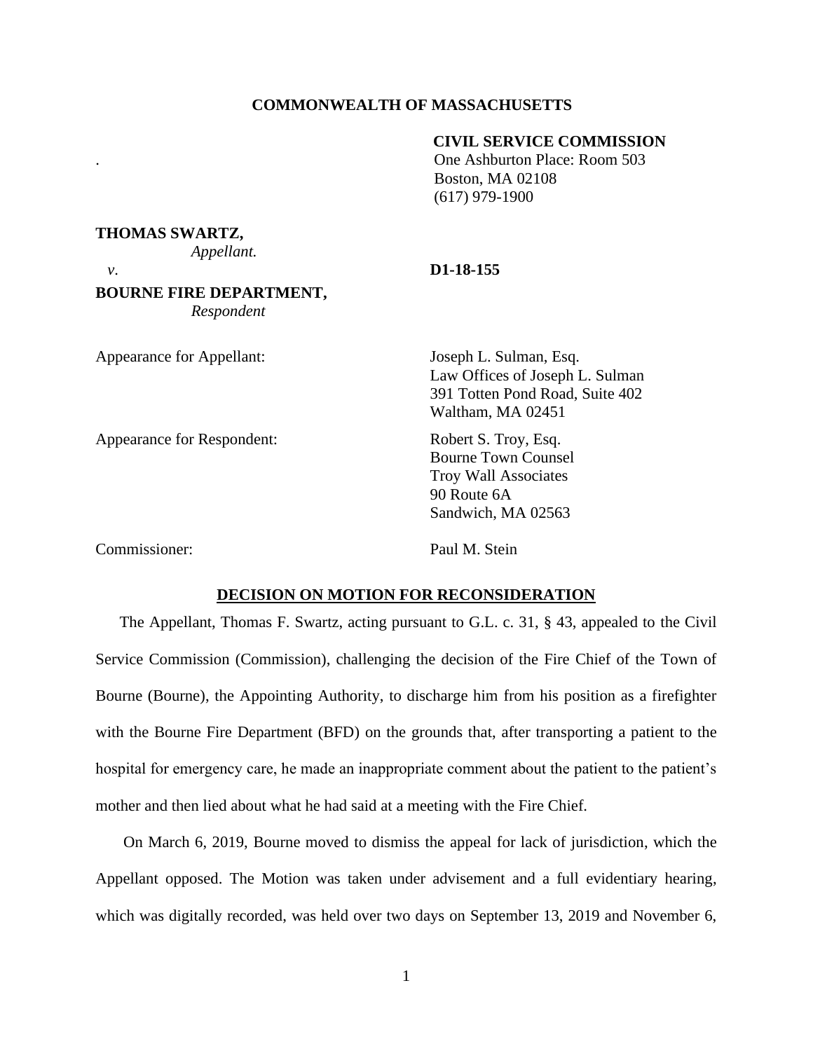**COMMONWEALTH OF MASSACHUSETTS**

**CIVIL SERVICE COMMISSION**
One Ashburton Place: Room 503
Boston, MA 02108
(617) 979-1900

**THOMAS SWARTZ,**
*Appellant.*

*v*. **D1-18-155**

**BOURNE FIRE DEPARTMENT,**
*Respondent*

Appearance for Appellant: Joseph L. Sulman, Esq.
Law Offices of Joseph L. Sulman
391 Totten Pond Road, Suite 402
Waltham, MA 02451

Appearance for Respondent: Robert S. Troy, Esq.
Bourne Town Counsel
Troy Wall Associates
90 Route 6A
Sandwich, MA 02563

Commissioner: Paul M. Stein

**DECISION ON MOTION FOR RECONSIDERATION**

The Appellant, Thomas F. Swartz, acting pursuant to G.L. c. 31, § 43, appealed to the Civil Service Commission (Commission), challenging the decision of the Fire Chief of the Town of Bourne (Bourne), the Appointing Authority, to discharge him from his position as a firefighter with the Bourne Fire Department (BFD) on the grounds that, after transporting a patient to the hospital for emergency care, he made an inappropriate comment about the patient to the patient's mother and then lied about what he had said at a meeting with the Fire Chief.

On March 6, 2019, Bourne moved to dismiss the appeal for lack of jurisdiction, which the Appellant opposed. The Motion was taken under advisement and a full evidentiary hearing, which was digitally recorded, was held over two days on September 13, 2019 and November 6,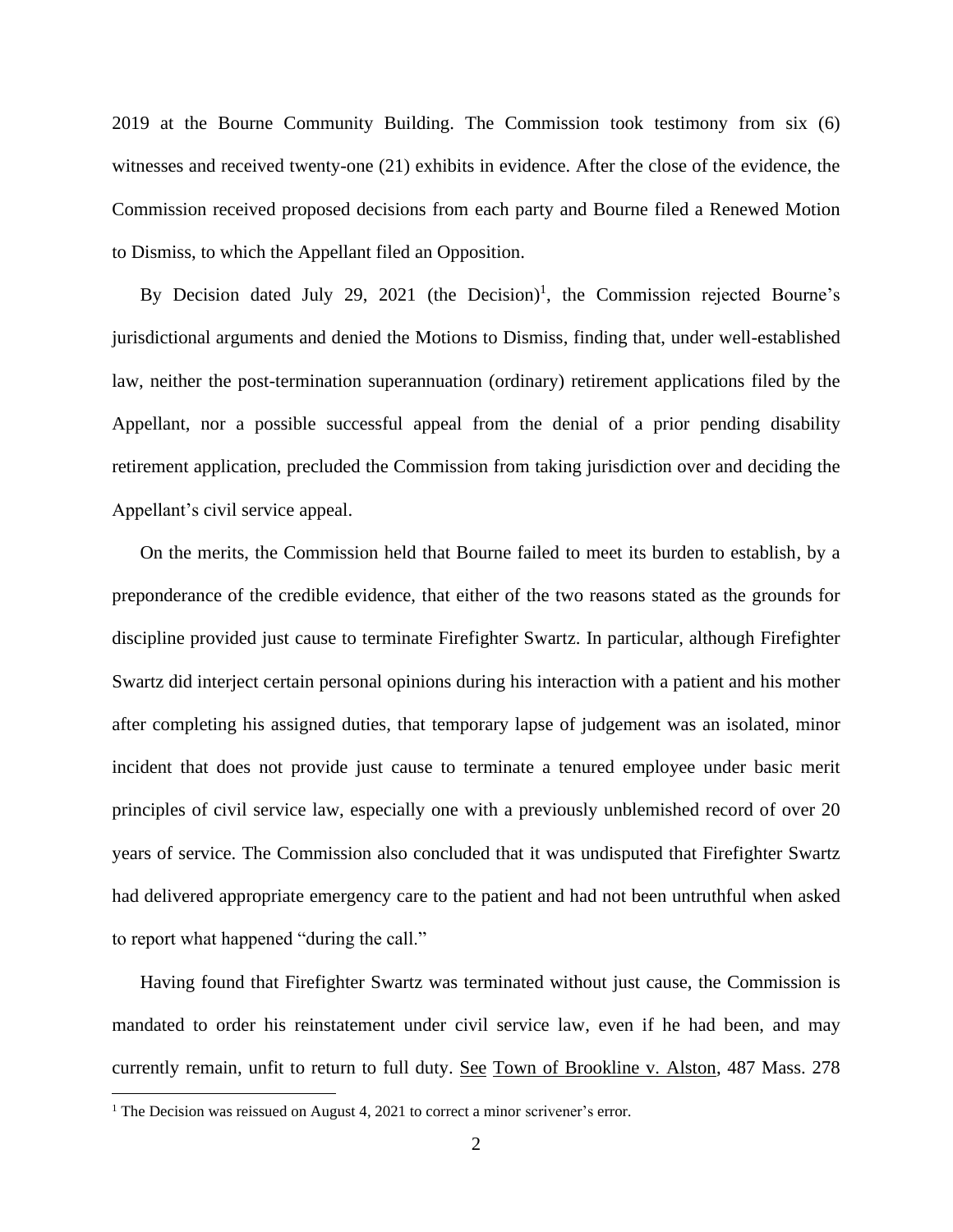2019 at the Bourne Community Building. The Commission took testimony from six (6) witnesses and received twenty-one (21) exhibits in evidence. After the close of the evidence, the Commission received proposed decisions from each party and Bourne filed a Renewed Motion to Dismiss, to which the Appellant filed an Opposition.

By Decision dated July 29, 2021 (the Decision)[1], the Commission rejected Bourne's jurisdictional arguments and denied the Motions to Dismiss, finding that, under well-established law, neither the post-termination superannuation (ordinary) retirement applications filed by the Appellant, nor a possible successful appeal from the denial of a prior pending disability retirement application, precluded the Commission from taking jurisdiction over and deciding the Appellant's civil service appeal.

On the merits, the Commission held that Bourne failed to meet its burden to establish, by a preponderance of the credible evidence, that either of the two reasons stated as the grounds for discipline provided just cause to terminate Firefighter Swartz. In particular, although Firefighter Swartz did interject certain personal opinions during his interaction with a patient and his mother after completing his assigned duties, that temporary lapse of judgement was an isolated, minor incident that does not provide just cause to terminate a tenured employee under basic merit principles of civil service law, especially one with a previously unblemished record of over 20 years of service. The Commission also concluded that it was undisputed that Firefighter Swartz had delivered appropriate emergency care to the patient and had not been untruthful when asked to report what happened "during the call."

Having found that Firefighter Swartz was terminated without just cause, the Commission is mandated to order his reinstatement under civil service law, even if he had been, and may currently remain, unfit to return to full duty. See Town of Brookline v. Alston, 487 Mass. 278

[1] The Decision was reissued on August 4, 2021 to correct a minor scrivener's error.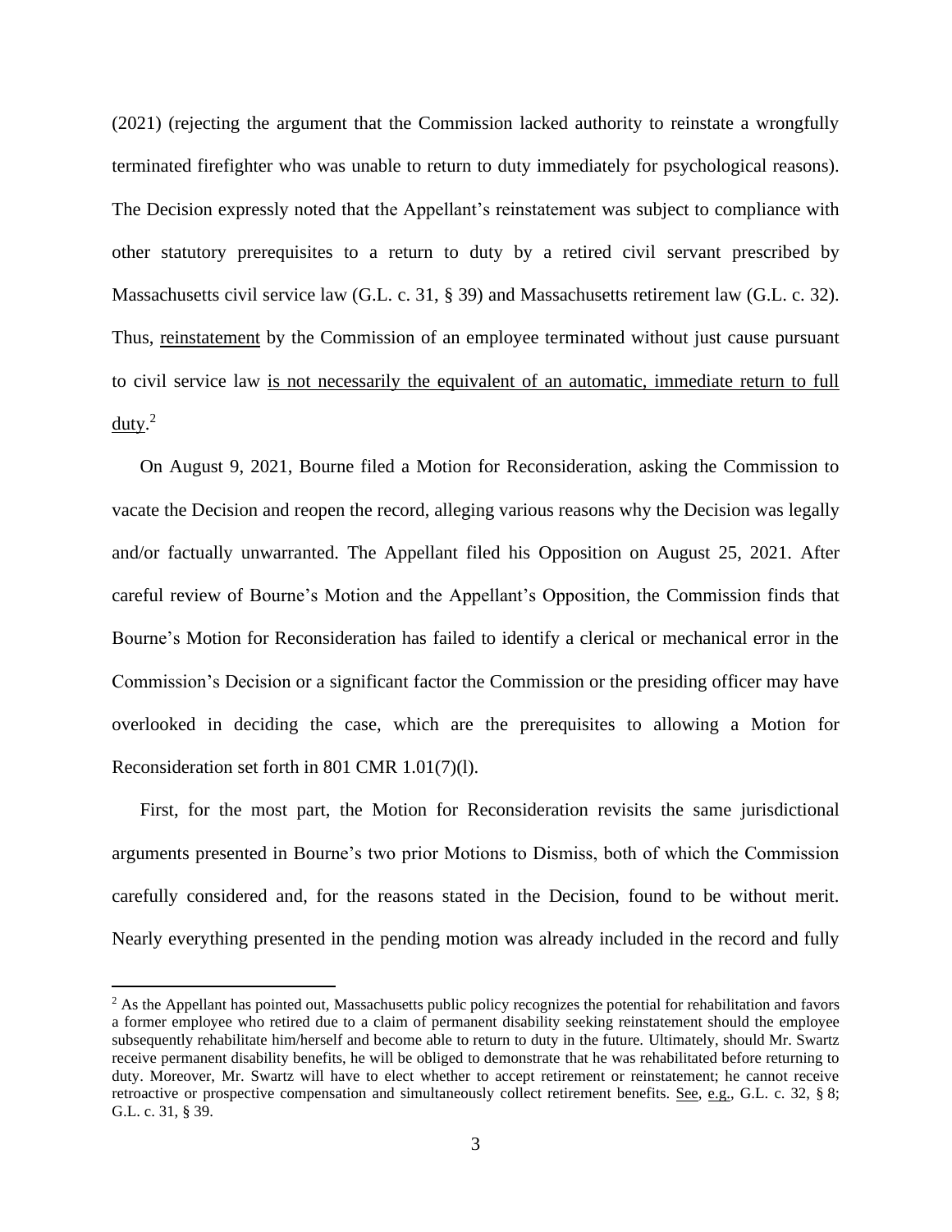(2021) (rejecting the argument that the Commission lacked authority to reinstate a wrongfully terminated firefighter who was unable to return to duty immediately for psychological reasons). The Decision expressly noted that the Appellant's reinstatement was subject to compliance with other statutory prerequisites to a return to duty by a retired civil servant prescribed by Massachusetts civil service law (G.L. c. 31, § 39) and Massachusetts retirement law (G.L. c. 32). Thus, <u>reinstatement</u> by the Commission of an employee terminated without just cause pursuant to civil service law <u>is not necessarily the equivalent of an automatic, immediate return to full duty</u>.[2]

On August 9, 2021, Bourne filed a Motion for Reconsideration, asking the Commission to vacate the Decision and reopen the record, alleging various reasons why the Decision was legally and/or factually unwarranted. The Appellant filed his Opposition on August 25, 2021. After careful review of Bourne's Motion and the Appellant's Opposition, the Commission finds that Bourne's Motion for Reconsideration has failed to identify a clerical or mechanical error in the Commission's Decision or a significant factor the Commission or the presiding officer may have overlooked in deciding the case, which are the prerequisites to allowing a Motion for Reconsideration set forth in 801 CMR 1.01(7)(l).

First, for the most part, the Motion for Reconsideration revisits the same jurisdictional arguments presented in Bourne's two prior Motions to Dismiss, both of which the Commission carefully considered and, for the reasons stated in the Decision, found to be without merit. Nearly everything presented in the pending motion was already included in the record and fully

---

[2] As the Appellant has pointed out, Massachusetts public policy recognizes the potential for rehabilitation and favors a former employee who retired due to a claim of permanent disability seeking reinstatement should the employee subsequently rehabilitate him/herself and become able to return to duty in the future. Ultimately, should Mr. Swartz receive permanent disability benefits, he will be obliged to demonstrate that he was rehabilitated before returning to duty. Moreover, Mr. Swartz will have to elect whether to accept retirement or reinstatement; he cannot receive retroactive or prospective compensation and simultaneously collect retirement benefits. <u>See</u>, <u>e.g.</u>, G.L. c. 32, § 8; G.L. c. 31, § 39.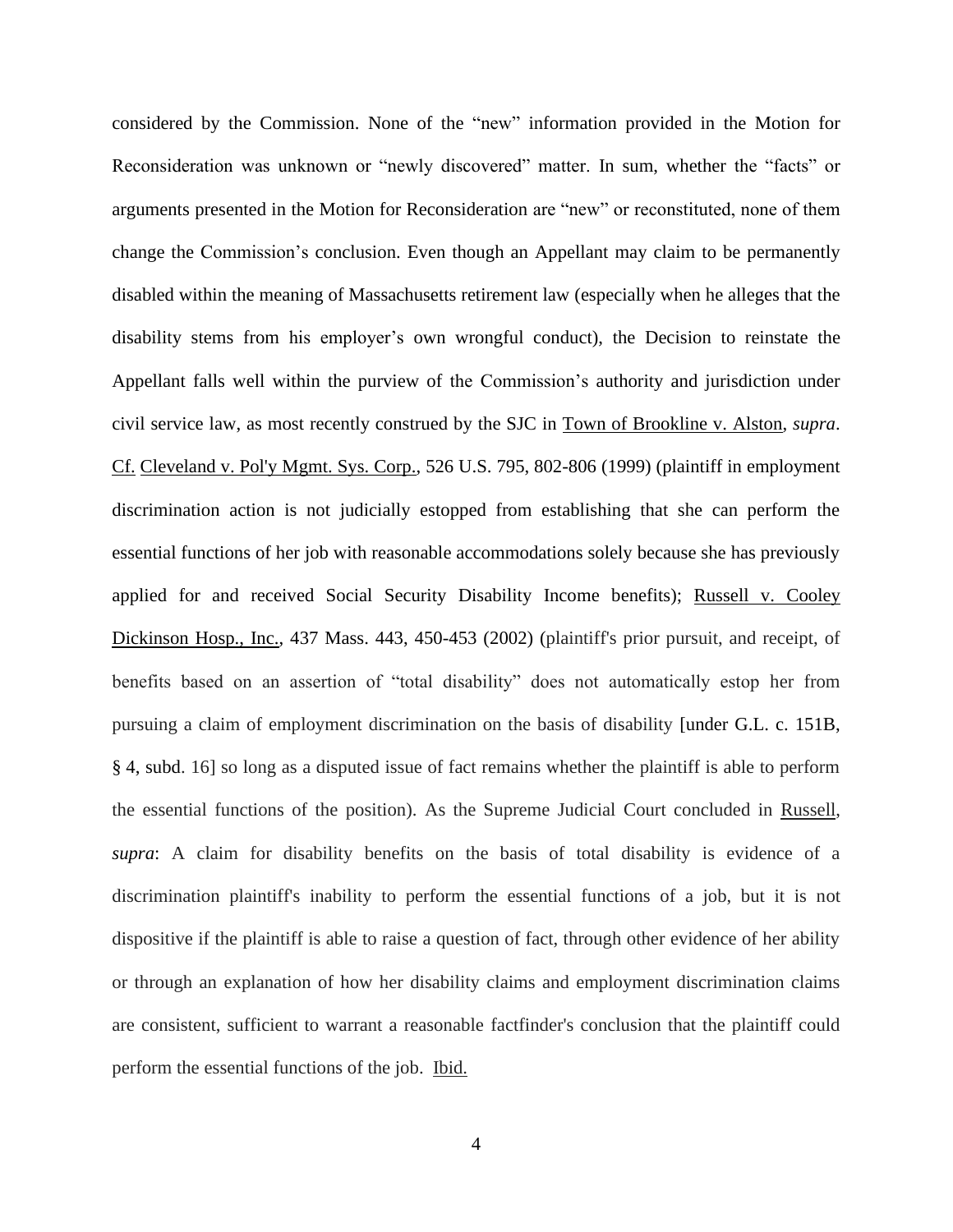considered by the Commission. None of the "new" information provided in the Motion for Reconsideration was unknown or "newly discovered" matter. In sum, whether the "facts" or arguments presented in the Motion for Reconsideration are "new" or reconstituted, none of them change the Commission's conclusion. Even though an Appellant may claim to be permanently disabled within the meaning of Massachusetts retirement law (especially when he alleges that the disability stems from his employer's own wrongful conduct), the Decision to reinstate the Appellant falls well within the purview of the Commission's authority and jurisdiction under civil service law, as most recently construed by the SJC in Town of Brookline v. Alston, *supra*. Cf. Cleveland v. Pol'y Mgmt. Sys. Corp., 526 U.S. 795, 802-806 (1999) (plaintiff in employment discrimination action is not judicially estopped from establishing that she can perform the essential functions of her job with reasonable accommodations solely because she has previously applied for and received Social Security Disability Income benefits); Russell v. Cooley Dickinson Hosp., Inc., 437 Mass. 443, 450-453 (2002) (plaintiff's prior pursuit, and receipt, of benefits based on an assertion of "total disability" does not automatically estop her from pursuing a claim of employment discrimination on the basis of disability [under G.L. c. 151B, § 4, subd. 16] so long as a disputed issue of fact remains whether the plaintiff is able to perform the essential functions of the position). As the Supreme Judicial Court concluded in Russell, *supra*: A claim for disability benefits on the basis of total disability is evidence of a discrimination plaintiff's inability to perform the essential functions of a job, but it is not dispositive if the plaintiff is able to raise a question of fact, through other evidence of her ability or through an explanation of how her disability claims and employment discrimination claims are consistent, sufficient to warrant a reasonable factfinder's conclusion that the plaintiff could perform the essential functions of the job. Ibid.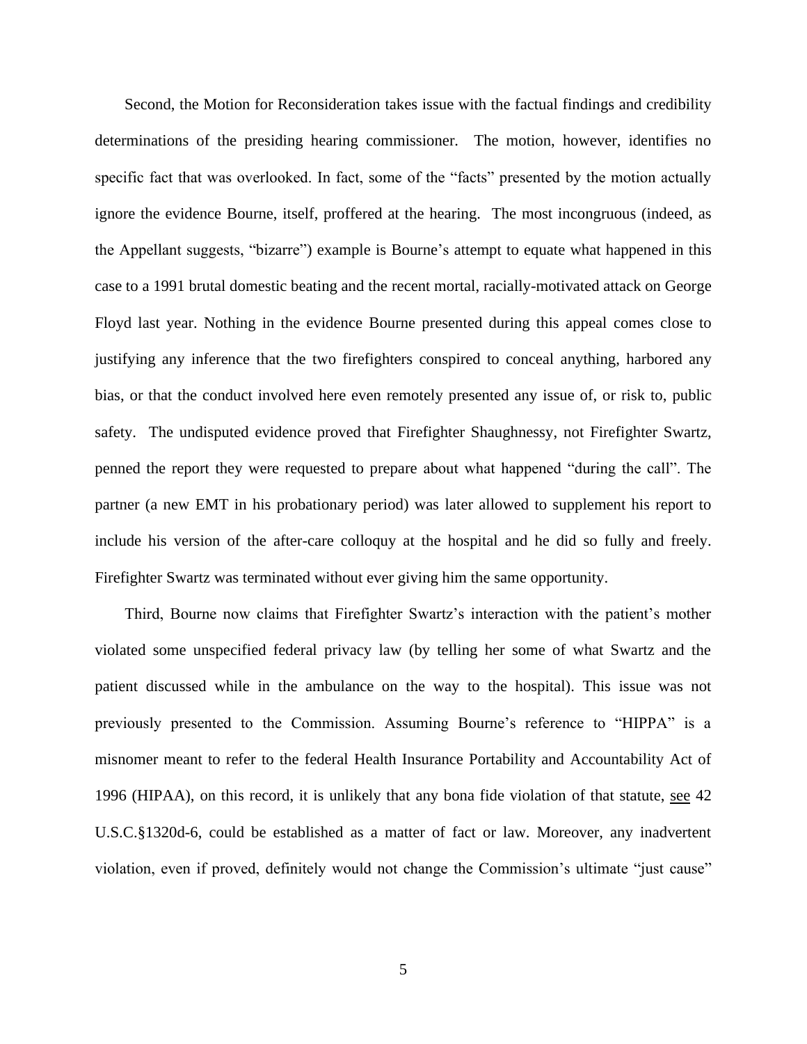Second, the Motion for Reconsideration takes issue with the factual findings and credibility determinations of the presiding hearing commissioner. The motion, however, identifies no specific fact that was overlooked. In fact, some of the "facts" presented by the motion actually ignore the evidence Bourne, itself, proffered at the hearing. The most incongruous (indeed, as the Appellant suggests, "bizarre") example is Bourne's attempt to equate what happened in this case to a 1991 brutal domestic beating and the recent mortal, racially-motivated attack on George Floyd last year. Nothing in the evidence Bourne presented during this appeal comes close to justifying any inference that the two firefighters conspired to conceal anything, harbored any bias, or that the conduct involved here even remotely presented any issue of, or risk to, public safety. The undisputed evidence proved that Firefighter Shaughnessy, not Firefighter Swartz, penned the report they were requested to prepare about what happened "during the call". The partner (a new EMT in his probationary period) was later allowed to supplement his report to include his version of the after-care colloquy at the hospital and he did so fully and freely. Firefighter Swartz was terminated without ever giving him the same opportunity.

Third, Bourne now claims that Firefighter Swartz's interaction with the patient's mother violated some unspecified federal privacy law (by telling her some of what Swartz and the patient discussed while in the ambulance on the way to the hospital). This issue was not previously presented to the Commission. Assuming Bourne's reference to "HIPPA" is a misnomer meant to refer to the federal Health Insurance Portability and Accountability Act of 1996 (HIPAA), on this record, it is unlikely that any bona fide violation of that statute, see 42 U.S.C.§1320d-6, could be established as a matter of fact or law. Moreover, any inadvertent violation, even if proved, definitely would not change the Commission's ultimate "just cause"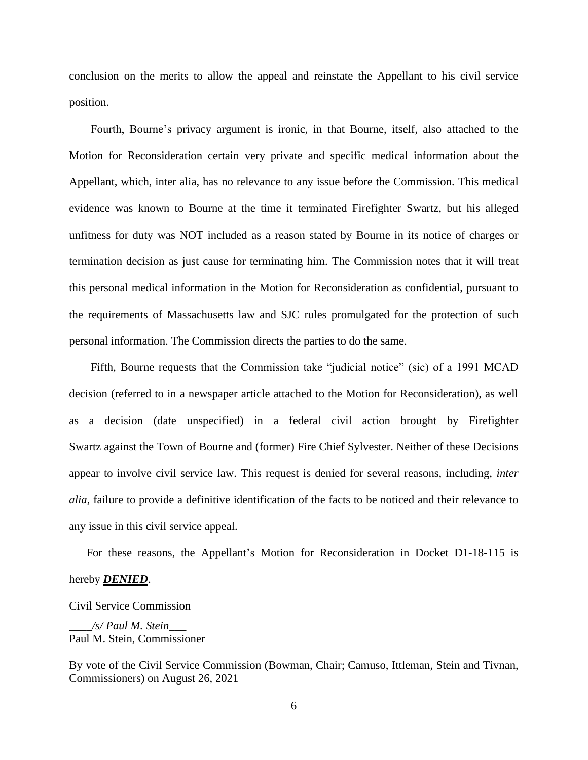conclusion on the merits to allow the appeal and reinstate the Appellant to his civil service position.

Fourth, Bourne's privacy argument is ironic, in that Bourne, itself, also attached to the Motion for Reconsideration certain very private and specific medical information about the Appellant, which, inter alia, has no relevance to any issue before the Commission. This medical evidence was known to Bourne at the time it terminated Firefighter Swartz, but his alleged unfitness for duty was NOT included as a reason stated by Bourne in its notice of charges or termination decision as just cause for terminating him. The Commission notes that it will treat this personal medical information in the Motion for Reconsideration as confidential, pursuant to the requirements of Massachusetts law and SJC rules promulgated for the protection of such personal information. The Commission directs the parties to do the same.

Fifth, Bourne requests that the Commission take "judicial notice" (sic) of a 1991 MCAD decision (referred to in a newspaper article attached to the Motion for Reconsideration), as well as a decision (date unspecified) in a federal civil action brought by Firefighter Swartz against the Town of Bourne and (former) Fire Chief Sylvester. Neither of these Decisions appear to involve civil service law. This request is denied for several reasons, including, *inter alia*, failure to provide a definitive identification of the facts to be noticed and their relevance to any issue in this civil service appeal.

For these reasons, the Appellant's Motion for Reconsideration in Docket D1-18-115 is hereby ***DENIED***.

Civil Service Commission

*/s/ Paul M. Stein*
Paul M. Stein, Commissioner

By vote of the Civil Service Commission (Bowman, Chair; Camuso, Ittleman, Stein and Tivnan, Commissioners) on August 26, 2021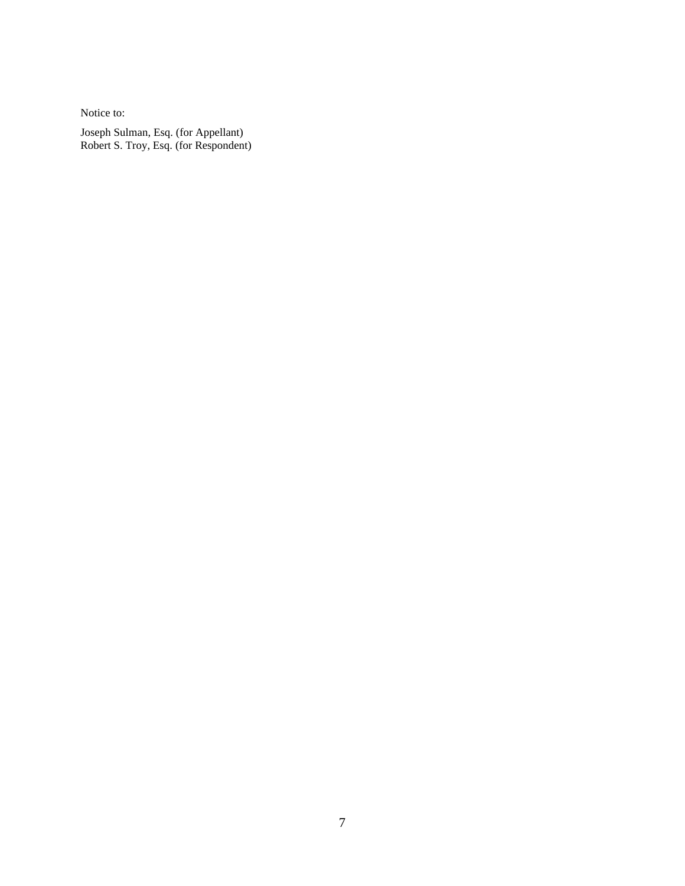Notice to:

Joseph Sulman, Esq. (for Appellant)
Robert S. Troy, Esq. (for Respondent)